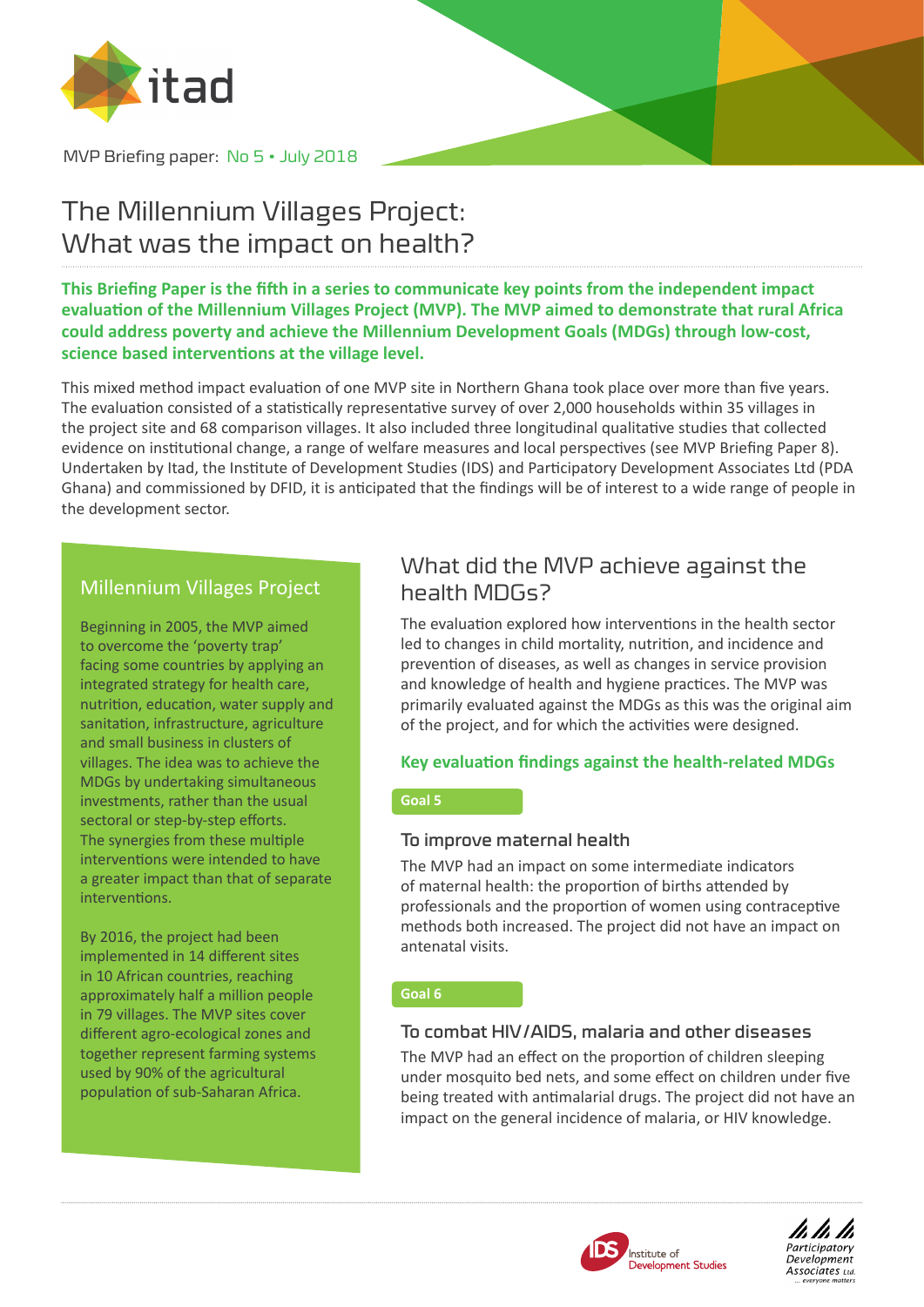MVP Briefing paper: No 5 • July 2018

# The Millennium Villages Project: What was the impact on health?

**This Briefing Paper is the fifth in a series to communicate key points from the independent impact evaluation of the Millennium Villages Project (MVP). The MVP aimed to demonstrate that rural Africa could address poverty and achieve the Millennium Development Goals (MDGs) through low-cost, science based interventions at the village level.**

This mixed method impact evaluation of one MVP site in Northern Ghana took place over more than five years. The evaluation consisted of a statistically representative survey of over 2,000 households within 35 villages in the project site and 68 comparison villages. It also included three longitudinal qualitative studies that collected evidence on institutional change, a range of welfare measures and local perspectives (see MVP Briefing Paper 8). Undertaken by Itad, the Institute of Development Studies (IDS) and Participatory Development Associates Ltd (PDA Ghana) and commissioned by DFID, it is anticipated that the findings will be of interest to a wide range of people in the development sector.

## Millennium Villages Project

Beginning in 2005, the MVP aimed to overcome the 'poverty trap' facing some countries by applying an integrated strategy for health care, nutrition, education, water supply and sanitation, infrastructure, agriculture and small business in clusters of villages. The idea was to achieve the MDGs by undertaking simultaneous investments, rather than the usual sectoral or step-by-step efforts. The synergies from these multiple interventions were intended to have a greater impact than that of separate interventions.

By 2016, the project had been implemented in 14 different sites in 10 African countries, reaching approximately half a million people in 79 villages. The MVP sites cover different agro-ecological zones and together represent farming systems used by 90% of the agricultural population of sub-Saharan Africa.

## What did the MVP achieve against the health MDGs?

The evaluation explored how interventions in the health sector led to changes in child mortality, nutrition, and incidence and prevention of diseases, as well as changes in service provision and knowledge of health and hygiene practices. The MVP was primarily evaluated against the MDGs as this was the original aim of the project, and for which the activities were designed.

### Key evaluation findings against the health-related MDGs

**Goal 5**

#### To improve maternal health

The MVP had an impact on some intermediate indicators of maternal health: the proportion of births attended by professionals and the proportion of women using contraceptive methods both increased. The project did not have an impact on antenatal visits.

**Goal 6**

#### To combat HIV/AIDS, malaria and other diseases

The MVP had an effect on the proportion of children sleeping under mosquito bed nets, and some effect on children under five being treated with antimalarial drugs. The project did not have an impact on the general incidence of malaria, or HIV knowledge.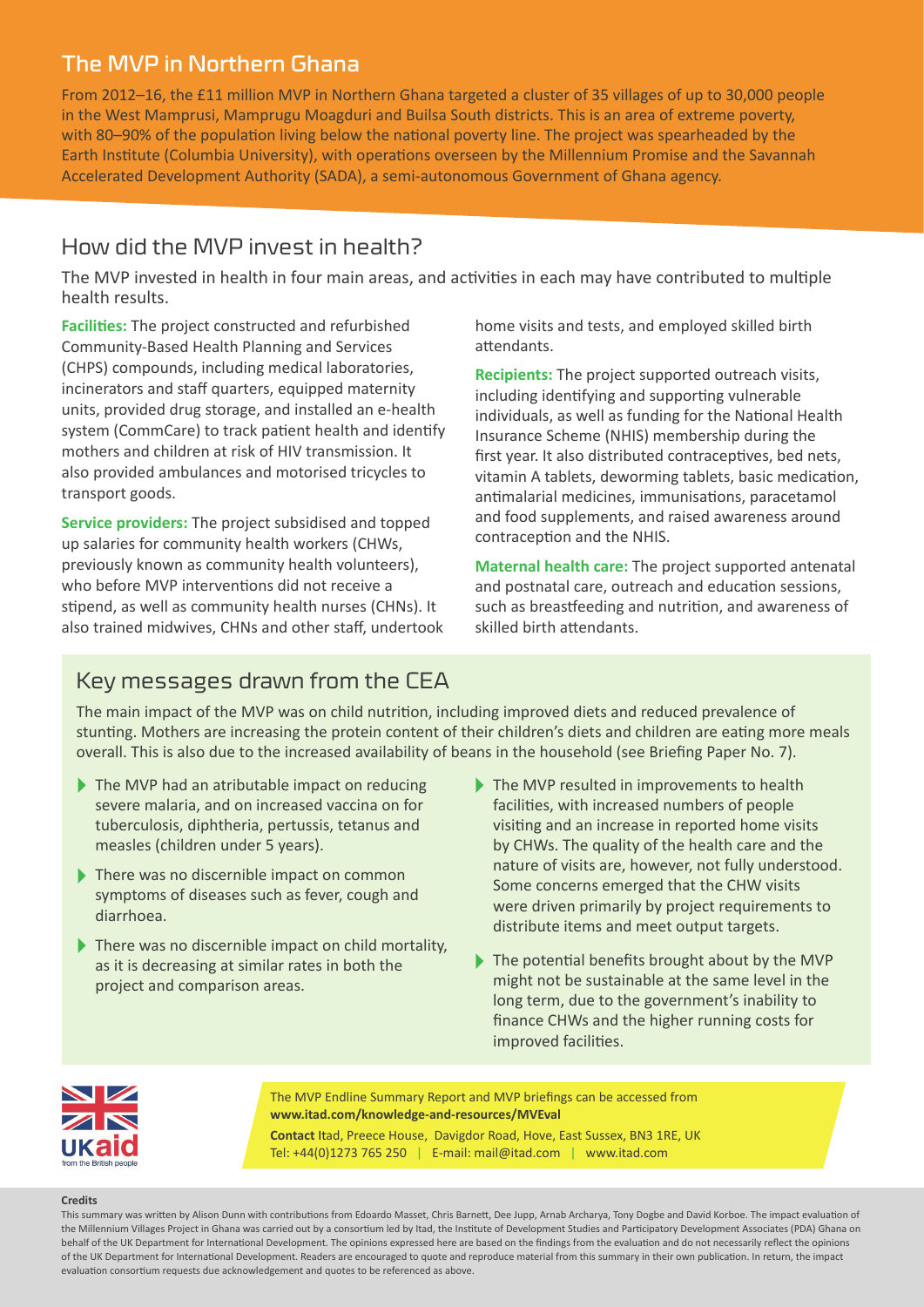## The MVP in Northern Ghana

From 2012–16, the £11 million MVP in Northern Ghana targeted a cluster of 35 villages of up to 30,000 people in the West Mamprusi, Mamprugu Moagduri and Builsa South districts. This is an area of extreme poverty, with 80–90% of the population living below the national poverty line. The project was spearheaded by the Earth Institute (Columbia University), with operations overseen by the Millennium Promise and the Savannah Accelerated Development Authority (SADA), a semi-autonomous Government of Ghana agency.

## How did the MVP invest in health?

The MVP invested in health in four main areas, and activities in each may have contributed to multiple health results.

**Facilities:** The project constructed and refurbished Community-Based Health Planning and Services (CHPS) compounds, including medical laboratories, incinerators and staff quarters, equipped maternity units, provided drug storage, and installed an e-health system (CommCare) to track patient health and identify mothers and children at risk of HIV transmission. It also provided ambulances and motorised tricycles to transport goods.

**Service providers:** The project subsidised and topped up salaries for community health workers (CHWs, previously known as community health volunteers), who before MVP interventions did not receive a stipend, as well as community health nurses (CHNs). It also trained midwives, CHNs and other staff, undertook home visits and tests, and employed skilled birth attendants.

**Recipients:** The project supported outreach visits, including identifying and supporting vulnerable individuals, as well as funding for the National Health Insurance Scheme (NHIS) membership during the first year. It also distributed contraceptives, bed nets, vitamin A tablets, deworming tablets, basic medication, antimalarial medicines, immunisations, paracetamol and food supplements, and raised awareness around contraception and the NHIS.

**Maternal health care:** The project supported antenatal and postnatal care, outreach and education sessions, such as breastfeeding and nutrition, and awareness of skilled birth attendants.

## Key messages drawn from the CEA

The main impact of the MVP was on child nutrition, including improved diets and reduced prevalence of stunting. Mothers are increasing the protein content of their children's diets and children are eating more meals overall. This is also due to the increased availability of beans in the household (see Briefing Paper No. 7).

- The MVP had an atributable impact on reducing severe malaria, and on increased vaccina on for tuberculosis, diphtheria, pertussis, tetanus and measles (children under 5 years).
- There was no discernible impact on common symptoms of diseases such as fever, cough and diarrhoea.
- There was no discernible impact on child mortality, as it is decreasing at similar rates in both the project and comparison areas.
- The MVP resulted in improvements to health facilities, with increased numbers of people visiting and an increase in reported home visits by CHWs. The quality of the health care and the nature of visits are, however, not fully understood. Some concerns emerged that the CHW visits were driven primarily by project requirements to distribute items and meet output targets.
- The potential benefits brought about by the MVP might not be sustainable at the same level in the long term, due to the government's inability to finance CHWs and the higher running costs for improved facilities.

UKaid from the British people

The MVP Endline Summary Report and MVP briefings can be accessed from **www.itad.com/knowledge-and-resources/MVEval**

**Contact** Itad, Preece House, Davigdor Road, Hove, East Sussex, BN3 1RE, UK
Tel: +44(0)1273 765 250 | E-mail: mail@itad.com | www.itad.com

**Credits**

This summary was written by Alison Dunn with contributions from Edoardo Masset, Chris Barnett, Dee Jupp, Arnab Archarya, Tony Dogbe and David Korboe. The impact evaluation of the Millennium Villages Project in Ghana was carried out by a consortium led by Itad, the Institute of Development Studies and Participatory Development Associates (PDA) Ghana on behalf of the UK Department for International Development. The opinions expressed here are based on the findings from the evaluation and do not necessarily reflect the opinions of the UK Department for International Development. Readers are encouraged to quote and reproduce material from this summary in their own publication. In return, the impact evaluation consortium requests due acknowledgement and quotes to be referenced as above.